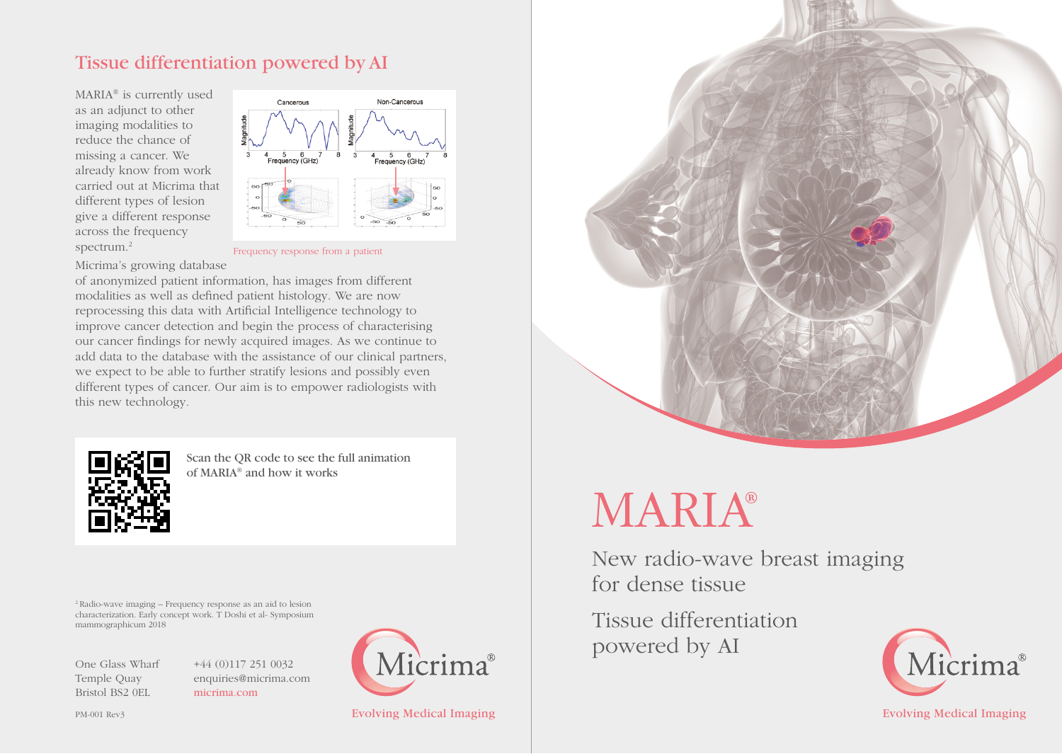## Tissue differentiation powered by AI

MARIA® is currently used as an adjunct to other imaging modalities to reduce the chance of missing a cancer. We already know from work carried out at Micrima that different types of lesion give a different response across the frequency spectrum.[2]

Frequency response from a patient

Micrima's growing database of anonymized patient information, has images from different modalities as well as defined patient histology. We are now reprocessing this data with Artificial Intelligence technology to improve cancer detection and begin the process of characterising our cancer findings for newly acquired images. As we continue to add data to the database with the assistance of our clinical partners, we expect to be able to further stratify lesions and possibly even different types of cancer. Our aim is to empower radiologists with this new technology.

Scan the QR code to see the full animation of MARIA® and how it works

[2] Radio-wave imaging – Frequency response as an aid to lesion characterization. Early concept work. T Doshi et al- Symposium mammographicum 2018

One Glass Wharf
Temple Quay
Bristol BS2 0EL

+44 (0)117 251 0032
enquiries@micrima.com
micrima.com

Micrima®
Evolving Medical Imaging

PM-001 Rev3

# MARIA®

New radio-wave breast imaging for dense tissue

Tissue differentiation powered by AI

Micrima®
Evolving Medical Imaging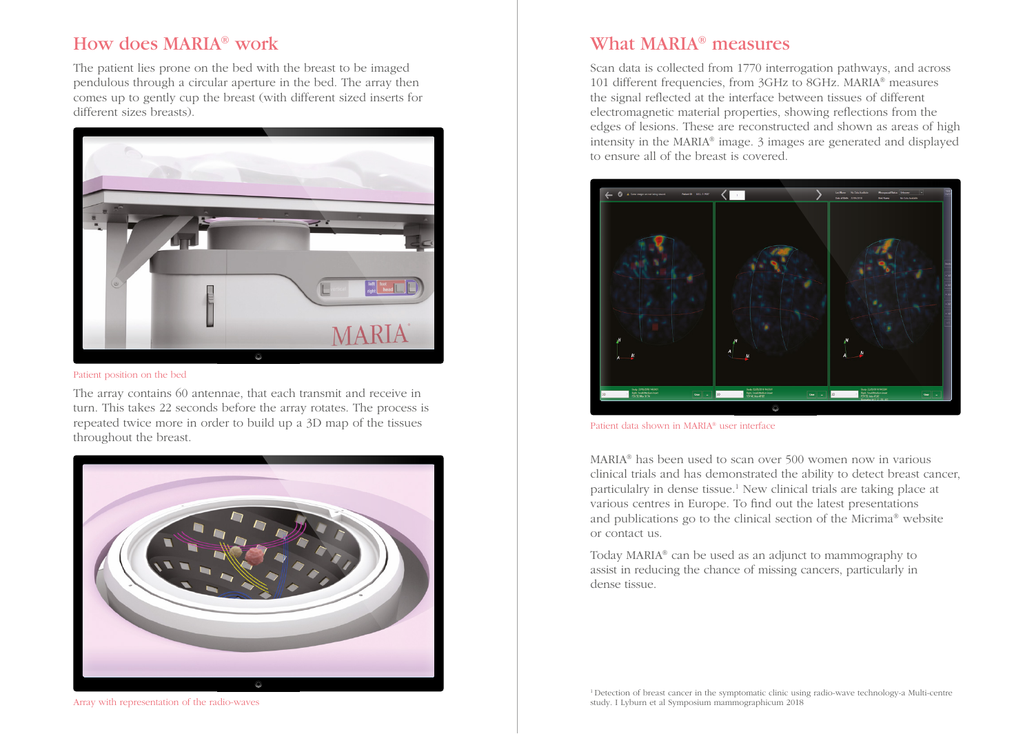## How does MARIA® work

The patient lies prone on the bed with the breast to be imaged pendulous through a circular aperture in the bed. The array then comes up to gently cup the breast (with different sized inserts for different sizes breasts).

Patient position on the bed

The array contains 60 antennae, that each transmit and receive in turn. This takes 22 seconds before the array rotates. The process is repeated twice more in order to build up a 3D map of the tissues throughout the breast.

Array with representation of the radio-waves

## What MARIA® measures

Scan data is collected from 1770 interrogation pathways, and across 101 different frequencies, from 3GHz to 8GHz. MARIA® measures the signal reflected at the interface between tissues of different electromagnetic material properties, showing reflections from the edges of lesions. These are reconstructed and shown as areas of high intensity in the MARIA® image. 3 images are generated and displayed to ensure all of the breast is covered.

Patient data shown in MARIA® user interface

MARIA® has been used to scan over 500 women now in various clinical trials and has demonstrated the ability to detect breast cancer, particualry in dense tissue.[1] New clinical trials are taking place at various centres in Europe. To find out the latest presentations and publications go to the clinical section of the Micrima® website or contact us.

Today MARIA® can be used as an adjunct to mammography to assist in reducing the chance of missing cancers, particularly in dense tissue.

[1] Detection of breast cancer in the symptomatic clinic using radio-wave technology-a Multi-centre study. I Lyburn et al Symposium mammographicum 2018